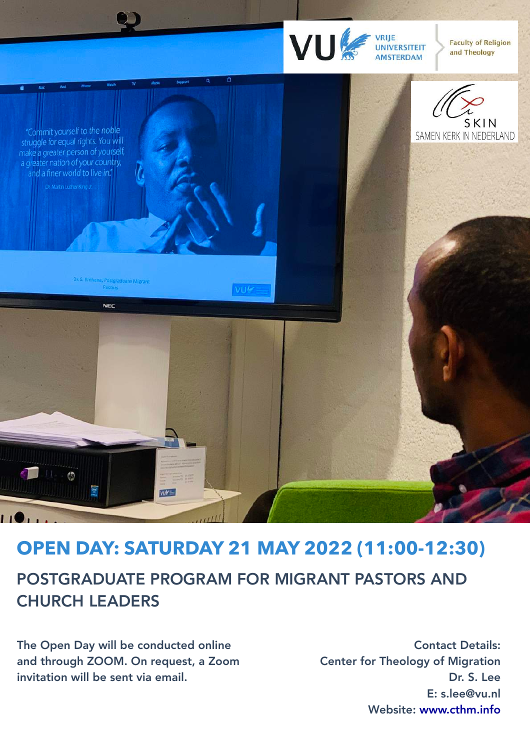# OPEN DAY: SATURDAY 21 MAY 2022 (11:00-12:30)

## POSTGRADUATE PROGRAM FOR MIGRANT PASTORS AND CHURCH LEADERS

**The Open Day will be conducted online and through ZOOM. On request, a Zoom invitation will be sent via email.**

**Contact Details:**
Center for Theology of Migration
Dr. S. Lee
E: s.lee@vu.nl
Website: www.cthm.info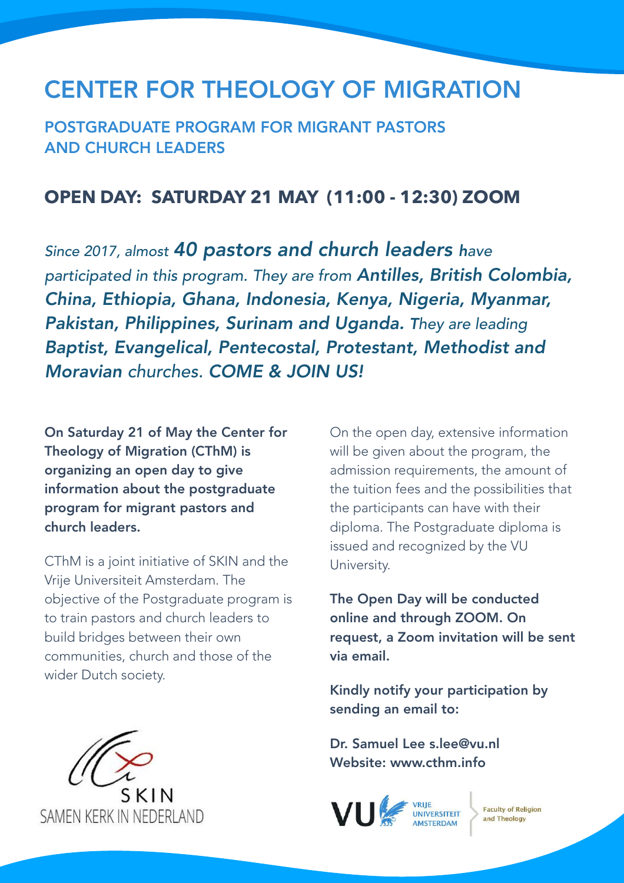# CENTER FOR THEOLOGY OF MIGRATION

## POSTGRADUATE PROGRAM FOR MIGRANT PASTORS AND CHURCH LEADERS

## OPEN DAY: SATURDAY 21 MAY (11:00 - 12:30) ZOOM

*Since 2017, almost **40 pastors and church leaders** have participated in this program. They are from **Antilles, British Colombia, China, Ethiopia, Ghana, Indonesia, Kenya, Nigeria, Myanmar, Pakistan, Philippines, Surinam and Uganda.** They are leading **Baptist, Evangelical, Pentecostal, Protestant, Methodist and Moravian** churches. **COME & JOIN US!***

**On Saturday 21 of May the Center for Theology of Migration (CThM) is organizing an open day to give information about the postgraduate program for migrant pastors and church leaders.**

CThM is a joint initiative of SKIN and the Vrije Universiteit Amsterdam. The objective of the Postgraduate program is to train pastors and church leaders to build bridges between their own communities, church and those of the wider Dutch society.

On the open day, extensive information will be given about the program, the admission requirements, the amount of the tuition fees and the possibilities that the participants can have with their diploma. The Postgraduate diploma is issued and recognized by the VU University.

**The Open Day will be conducted online and through ZOOM. On request, a Zoom invitation will be sent via email.**

**Kindly notify your participation by sending an email to:**

**Dr. Samuel Lee s.lee@vu.nl**
**Website: www.cthm.info**

SKIN
SAMEN KERK IN NEDERLAND

VU VRIJE UNIVERSITEIT AMSTERDAM
Faculty of Religion and Theology